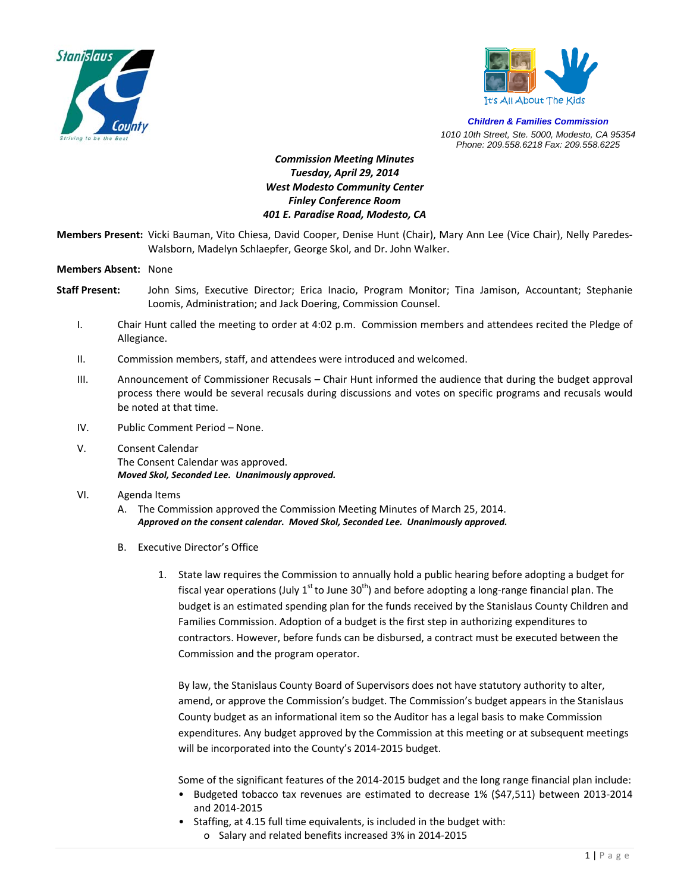It's All About The Kids

**Children & Families Commission**
1010 10th Street, Ste. 5000, Modesto, CA 95354
Phone: 209.558.6218 Fax: 209.558.6225

***Commission Meeting Minutes***
***Tuesday, April 29, 2014***
***West Modesto Community Center***
***Finley Conference Room***
***401 E. Paradise Road, Modesto, CA***

**Members Present:** Vicki Bauman, Vito Chiesa, David Cooper, Denise Hunt (Chair), Mary Ann Lee (Vice Chair), Nelly Paredes-Walsborn, Madelyn Schlaepfer, George Skol, and Dr. John Walker.

**Members Absent:** None

**Staff Present:** John Sims, Executive Director; Erica Inacio, Program Monitor; Tina Jamison, Accountant; Stephanie Loomis, Administration; and Jack Doering, Commission Counsel.

I. Chair Hunt called the meeting to order at 4:02 p.m. Commission members and attendees recited the Pledge of Allegiance.

II. Commission members, staff, and attendees were introduced and welcomed.

III. Announcement of Commissioner Recusals – Chair Hunt informed the audience that during the budget approval process there would be several recusals during discussions and votes on specific programs and recusals would be noted at that time.

IV. Public Comment Period – None.

V. Consent Calendar
The Consent Calendar was approved.
***Moved Skol, Seconded Lee. Unanimously approved.***

VI. Agenda Items

A. The Commission approved the Commission Meeting Minutes of March 25, 2014.
***Approved on the consent calendar. Moved Skol, Seconded Lee. Unanimously approved.***

B. Executive Director's Office

1. State law requires the Commission to annually hold a public hearing before adopting a budget for fiscal year operations (July 1st to June 30th) and before adopting a long-range financial plan. The budget is an estimated spending plan for the funds received by the Stanislaus County Children and Families Commission. Adoption of a budget is the first step in authorizing expenditures to contractors. However, before funds can be disbursed, a contract must be executed between the Commission and the program operator.

   By law, the Stanislaus County Board of Supervisors does not have statutory authority to alter, amend, or approve the Commission's budget. The Commission's budget appears in the Stanislaus County budget as an informational item so the Auditor has a legal basis to make Commission expenditures. Any budget approved by the Commission at this meeting or at subsequent meetings will be incorporated into the County's 2014-2015 budget.

   Some of the significant features of the 2014-2015 budget and the long range financial plan include:

   - Budgeted tobacco tax revenues are estimated to decrease 1% ($47,511) between 2013-2014 and 2014-2015
   - Staffing, at 4.15 full time equivalents, is included in the budget with:
     - Salary and related benefits increased 3% in 2014-2015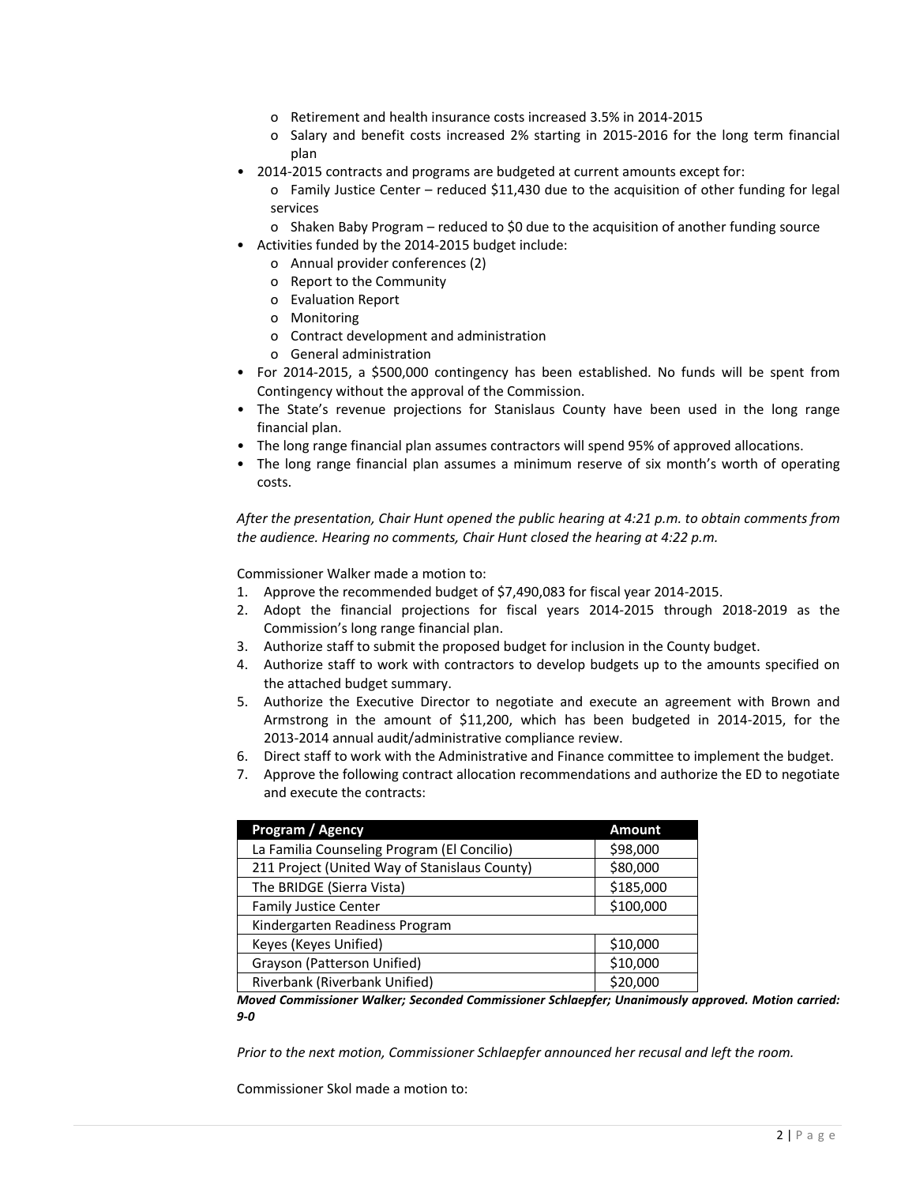- Retirement and health insurance costs increased 3.5% in 2014-2015
  - Salary and benefit costs increased 2% starting in 2015-2016 for the long term financial plan
- 2014-2015 contracts and programs are budgeted at current amounts except for:
  - Family Justice Center – reduced $11,430 due to the acquisition of other funding for legal services
  - Shaken Baby Program – reduced to $0 due to the acquisition of another funding source
- Activities funded by the 2014-2015 budget include:
  - Annual provider conferences (2)
  - Report to the Community
  - Evaluation Report
  - Monitoring
  - Contract development and administration
  - General administration
- For 2014-2015, a $500,000 contingency has been established. No funds will be spent from Contingency without the approval of the Commission.
- The State's revenue projections for Stanislaus County have been used in the long range financial plan.
- The long range financial plan assumes contractors will spend 95% of approved allocations.
- The long range financial plan assumes a minimum reserve of six month's worth of operating costs.

*After the presentation, Chair Hunt opened the public hearing at 4:21 p.m. to obtain comments from the audience. Hearing no comments, Chair Hunt closed the hearing at 4:22 p.m.*

Commissioner Walker made a motion to:

1. Approve the recommended budget of $7,490,083 for fiscal year 2014-2015.
2. Adopt the financial projections for fiscal years 2014-2015 through 2018-2019 as the Commission's long range financial plan.
3. Authorize staff to submit the proposed budget for inclusion in the County budget.
4. Authorize staff to work with contractors to develop budgets up to the amounts specified on the attached budget summary.
5. Authorize the Executive Director to negotiate and execute an agreement with Brown and Armstrong in the amount of $11,200, which has been budgeted in 2014-2015, for the 2013-2014 annual audit/administrative compliance review.
6. Direct staff to work with the Administrative and Finance committee to implement the budget.
7. Approve the following contract allocation recommendations and authorize the ED to negotiate and execute the contracts:

| Program / Agency | Amount |
|---|---|
| La Familia Counseling Program (El Concilio) | $98,000 |
| 211 Project (United Way of Stanislaus County) | $80,000 |
| The BRIDGE (Sierra Vista) | $185,000 |
| Family Justice Center | $100,000 |
| Kindergarten Readiness Program | |
| Keyes (Keyes Unified) | $10,000 |
| Grayson (Patterson Unified) | $10,000 |
| Riverbank (Riverbank Unified) | $20,000 |

***Moved Commissioner Walker; Seconded Commissioner Schlaepfer; Unanimously approved. Motion carried: 9-0***

*Prior to the next motion, Commissioner Schlaepfer announced her recusal and left the room.*

Commissioner Skol made a motion to: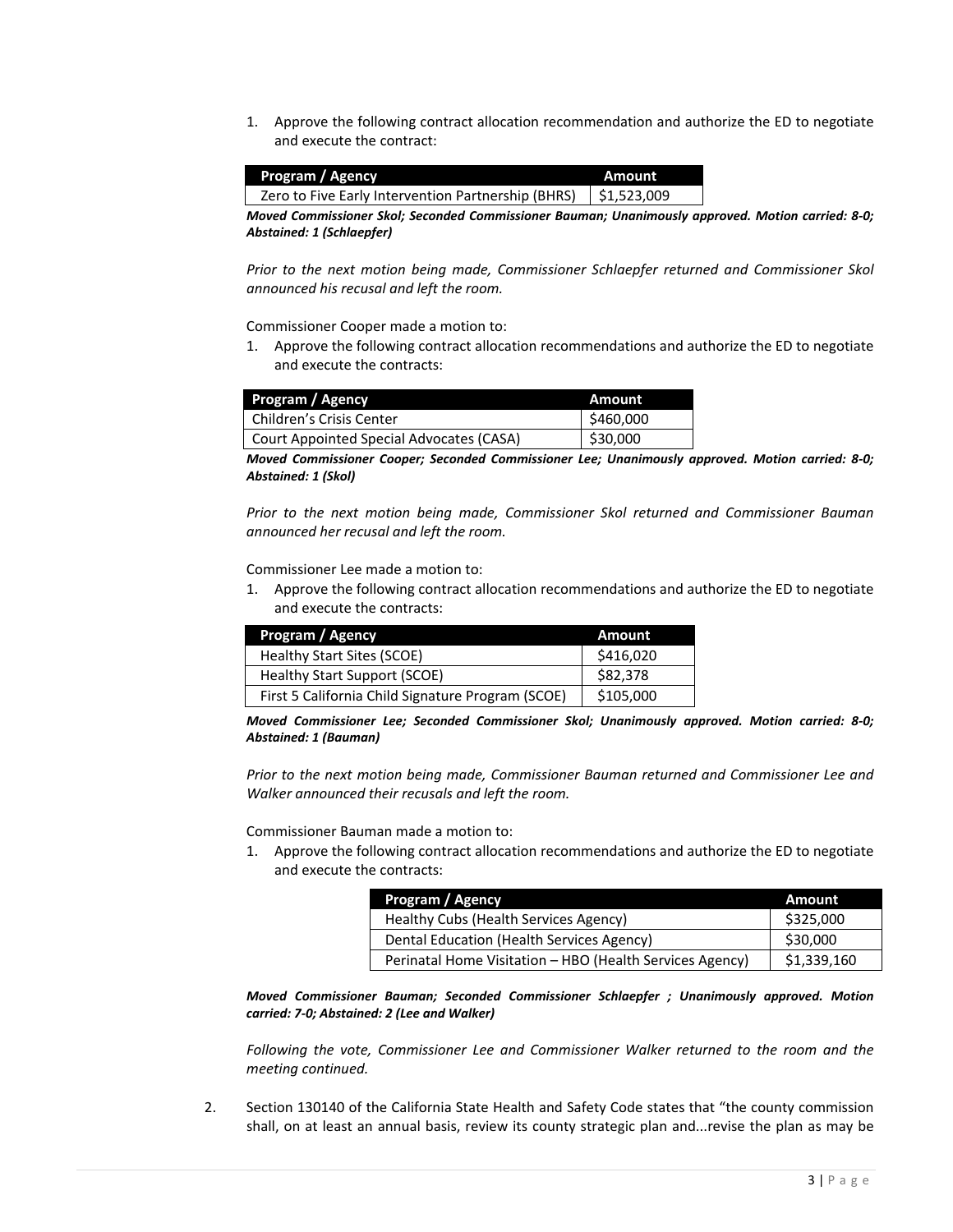1. Approve the following contract allocation recommendation and authorize the ED to negotiate and execute the contract:

| Program / Agency | Amount |
| --- | --- |
| Zero to Five Early Intervention Partnership (BHRS) | $1,523,009 |

***Moved Commissioner Skol; Seconded Commissioner Bauman; Unanimously approved. Motion carried: 8-0; Abstained: 1 (Schlaepfer)***

*Prior to the next motion being made, Commissioner Schlaepfer returned and Commissioner Skol announced his recusal and left the room.*

Commissioner Cooper made a motion to:

1. Approve the following contract allocation recommendations and authorize the ED to negotiate and execute the contracts:

| Program / Agency | Amount |
| --- | --- |
| Children's Crisis Center | $460,000 |
| Court Appointed Special Advocates (CASA) | $30,000 |

***Moved Commissioner Cooper; Seconded Commissioner Lee; Unanimously approved. Motion carried: 8-0; Abstained: 1 (Skol)***

*Prior to the next motion being made, Commissioner Skol returned and Commissioner Bauman announced her recusal and left the room.*

Commissioner Lee made a motion to:

1. Approve the following contract allocation recommendations and authorize the ED to negotiate and execute the contracts:

| Program / Agency | Amount |
| --- | --- |
| Healthy Start Sites (SCOE) | $416,020 |
| Healthy Start Support (SCOE) | $82,378 |
| First 5 California Child Signature Program (SCOE) | $105,000 |

***Moved Commissioner Lee; Seconded Commissioner Skol; Unanimously approved. Motion carried: 8-0; Abstained: 1 (Bauman)***

*Prior to the next motion being made, Commissioner Bauman returned and Commissioner Lee and Walker announced their recusals and left the room.*

Commissioner Bauman made a motion to:

1. Approve the following contract allocation recommendations and authorize the ED to negotiate and execute the contracts:

| Program / Agency | Amount |
| --- | --- |
| Healthy Cubs (Health Services Agency) | $325,000 |
| Dental Education (Health Services Agency) | $30,000 |
| Perinatal Home Visitation – HBO (Health Services Agency) | $1,339,160 |

***Moved Commissioner Bauman; Seconded Commissioner Schlaepfer ; Unanimously approved. Motion carried: 7-0; Abstained: 2 (Lee and Walker)***

*Following the vote, Commissioner Lee and Commissioner Walker returned to the room and the meeting continued.*

2. Section 130140 of the California State Health and Safety Code states that "the county commission shall, on at least an annual basis, review its county strategic plan and...revise the plan as may be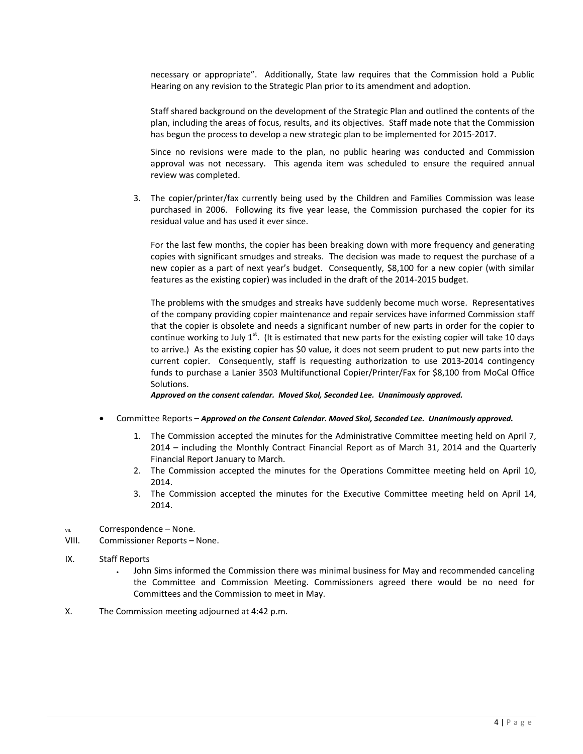necessary or appropriate". Additionally, State law requires that the Commission hold a Public Hearing on any revision to the Strategic Plan prior to its amendment and adoption.

Staff shared background on the development of the Strategic Plan and outlined the contents of the plan, including the areas of focus, results, and its objectives. Staff made note that the Commission has begun the process to develop a new strategic plan to be implemented for 2015-2017.

Since no revisions were made to the plan, no public hearing was conducted and Commission approval was not necessary. This agenda item was scheduled to ensure the required annual review was completed.

3. The copier/printer/fax currently being used by the Children and Families Commission was lease purchased in 2006. Following its five year lease, the Commission purchased the copier for its residual value and has used it ever since.

   For the last few months, the copier has been breaking down with more frequency and generating copies with significant smudges and streaks. The decision was made to request the purchase of a new copier as a part of next year's budget. Consequently, $8,100 for a new copier (with similar features as the existing copier) was included in the draft of the 2014-2015 budget.

   The problems with the smudges and streaks have suddenly become much worse. Representatives of the company providing copier maintenance and repair services have informed Commission staff that the copier is obsolete and needs a significant number of new parts in order for the copier to continue working to July 1st. (It is estimated that new parts for the existing copier will take 10 days to arrive.) As the existing copier has $0 value, it does not seem prudent to put new parts into the current copier. Consequently, staff is requesting authorization to use 2013-2014 contingency funds to purchase a Lanier 3503 Multifunctional Copier/Printer/Fax for $8,100 from MoCal Office Solutions.
   ***Approved on the consent calendar. Moved Skol, Seconded Lee. Unanimously approved.***

- Committee Reports – ***Approved on the Consent Calendar. Moved Skol, Seconded Lee. Unanimously approved.***
  1. The Commission accepted the minutes for the Administrative Committee meeting held on April 7, 2014 – including the Monthly Contract Financial Report as of March 31, 2014 and the Quarterly Financial Report January to March.
  2. The Commission accepted the minutes for the Operations Committee meeting held on April 10, 2014.
  3. The Commission accepted the minutes for the Executive Committee meeting held on April 14, 2014.

VII. Correspondence – None.

VIII. Commissioner Reports – None.

IX. Staff Reports
- John Sims informed the Commission there was minimal business for May and recommended canceling the Committee and Commission Meeting. Commissioners agreed there would be no need for Committees and the Commission to meet in May.

X. The Commission meeting adjourned at 4:42 p.m.